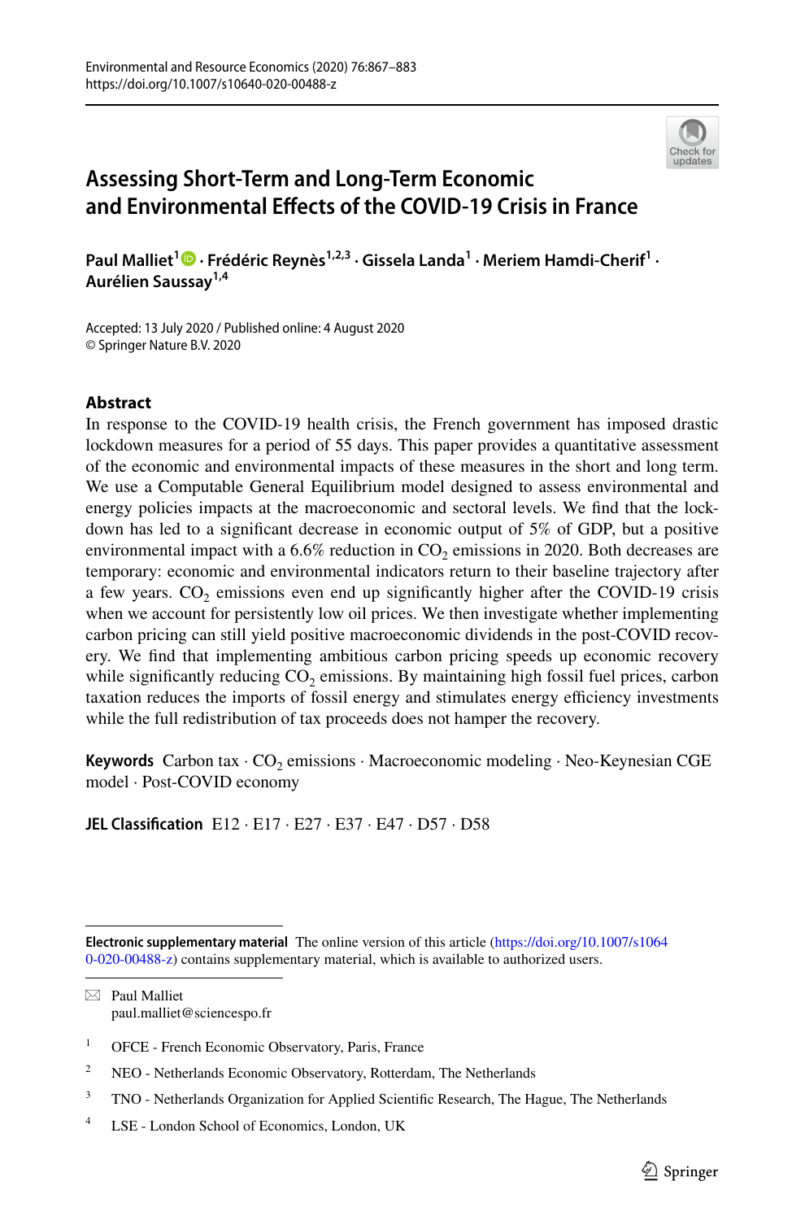# Assessing Short-Term and Long-Term Economic and Environmental Effects of the COVID-19 Crisis in France

**Paul Malliet**[1] · **Frédéric Reynès**[1,2,3] · **Gissela Landa**[1] · **Meriem Hamdi-Cherif**[1] · **Aurélien Saussay**[1,4]

Accepted: 13 July 2020 / Published online: 4 August 2020
© Springer Nature B.V. 2020

## Abstract

In response to the COVID-19 health crisis, the French government has imposed drastic lockdown measures for a period of 55 days. This paper provides a quantitative assessment of the economic and environmental impacts of these measures in the short and long term. We use a Computable General Equilibrium model designed to assess environmental and energy policies impacts at the macroeconomic and sectoral levels. We find that the lockdown has led to a significant decrease in economic output of 5% of GDP, but a positive environmental impact with a 6.6% reduction in $CO_2$ emissions in 2020. Both decreases are temporary: economic and environmental indicators return to their baseline trajectory after a few years. $CO_2$ emissions even end up significantly higher after the COVID-19 crisis when we account for persistently low oil prices. We then investigate whether implementing carbon pricing can still yield positive macroeconomic dividends in the post-COVID recovery. We find that implementing ambitious carbon pricing speeds up economic recovery while significantly reducing $CO_2$ emissions. By maintaining high fossil fuel prices, carbon taxation reduces the imports of fossil energy and stimulates energy efficiency investments while the full redistribution of tax proceeds does not hamper the recovery.

**Keywords** Carbon tax · $CO_2$ emissions · Macroeconomic modeling · Neo-Keynesian CGE model · Post-COVID economy

**JEL Classification** E12 · E17 · E27 · E37 · E47 · D57 · D58

---

**Electronic supplementary material** The online version of this article (https://doi.org/10.1007/s10640-020-00488-z) contains supplementary material, which is available to authorized users.

---

✉ Paul Malliet
paul.malliet@sciencespo.fr

1 OFCE - French Economic Observatory, Paris, France

2 NEO - Netherlands Economic Observatory, Rotterdam, The Netherlands

3 TNO - Netherlands Organization for Applied Scientific Research, The Hague, The Netherlands

4 LSE - London School of Economics, London, UK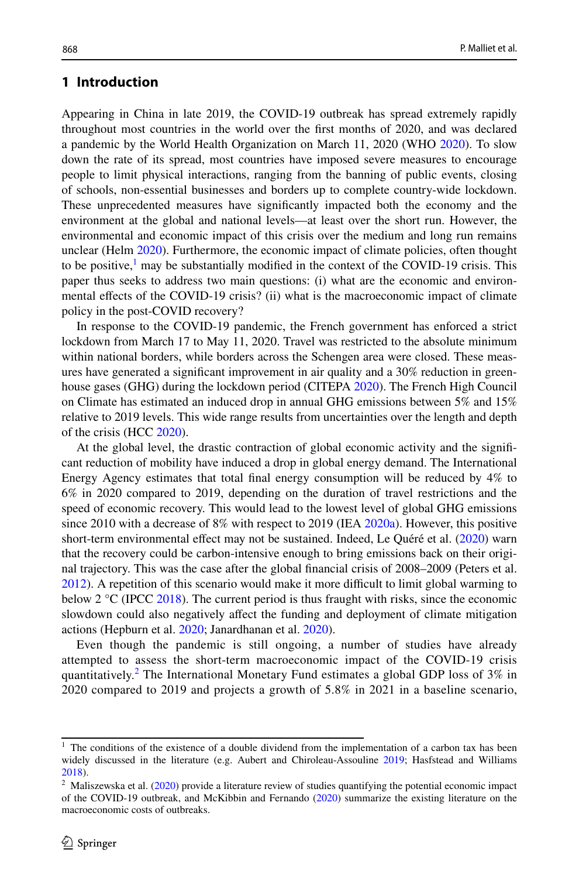## 1 Introduction

Appearing in China in late 2019, the COVID-19 outbreak has spread extremely rapidly throughout most countries in the world over the first months of 2020, and was declared a pandemic by the World Health Organization on March 11, 2020 (WHO 2020). To slow down the rate of its spread, most countries have imposed severe measures to encourage people to limit physical interactions, ranging from the banning of public events, closing of schools, non-essential businesses and borders up to complete country-wide lockdown. These unprecedented measures have significantly impacted both the economy and the environment at the global and national levels—at least over the short run. However, the environmental and economic impact of this crisis over the medium and long run remains unclear (Helm 2020). Furthermore, the economic impact of climate policies, often thought to be positive,[1] may be substantially modified in the context of the COVID-19 crisis. This paper thus seeks to address two main questions: (i) what are the economic and environmental effects of the COVID-19 crisis? (ii) what is the macroeconomic impact of climate policy in the post-COVID recovery?

In response to the COVID-19 pandemic, the French government has enforced a strict lockdown from March 17 to May 11, 2020. Travel was restricted to the absolute minimum within national borders, while borders across the Schengen area were closed. These measures have generated a significant improvement in air quality and a 30% reduction in greenhouse gases (GHG) during the lockdown period (CITEPA 2020). The French High Council on Climate has estimated an induced drop in annual GHG emissions between 5% and 15% relative to 2019 levels. This wide range results from uncertainties over the length and depth of the crisis (HCC 2020).

At the global level, the drastic contraction of global economic activity and the significant reduction of mobility have induced a drop in global energy demand. The International Energy Agency estimates that total final energy consumption will be reduced by 4% to 6% in 2020 compared to 2019, depending on the duration of travel restrictions and the speed of economic recovery. This would lead to the lowest level of global GHG emissions since 2010 with a decrease of 8% with respect to 2019 (IEA 2020a). However, this positive short-term environmental effect may not be sustained. Indeed, Le Quéré et al. (2020) warn that the recovery could be carbon-intensive enough to bring emissions back on their original trajectory. This was the case after the global financial crisis of 2008–2009 (Peters et al. 2012). A repetition of this scenario would make it more difficult to limit global warming to below 2 °C (IPCC 2018). The current period is thus fraught with risks, since the economic slowdown could also negatively affect the funding and deployment of climate mitigation actions (Hepburn et al. 2020; Janardhanan et al. 2020).

Even though the pandemic is still ongoing, a number of studies have already attempted to assess the short-term macroeconomic impact of the COVID-19 crisis quantitatively.[2] The International Monetary Fund estimates a global GDP loss of 3% in 2020 compared to 2019 and projects a growth of 5.8% in 2021 in a baseline scenario,

---

[1] The conditions of the existence of a double dividend from the implementation of a carbon tax has been widely discussed in the literature (e.g. Aubert and Chiroleau-Assouline 2019; Hasfstead and Williams 2018).

[2] Maliszewska et al. (2020) provide a literature review of studies quantifying the potential economic impact of the COVID-19 outbreak, and McKibbin and Fernando (2020) summarize the existing literature on the macroeconomic costs of outbreaks.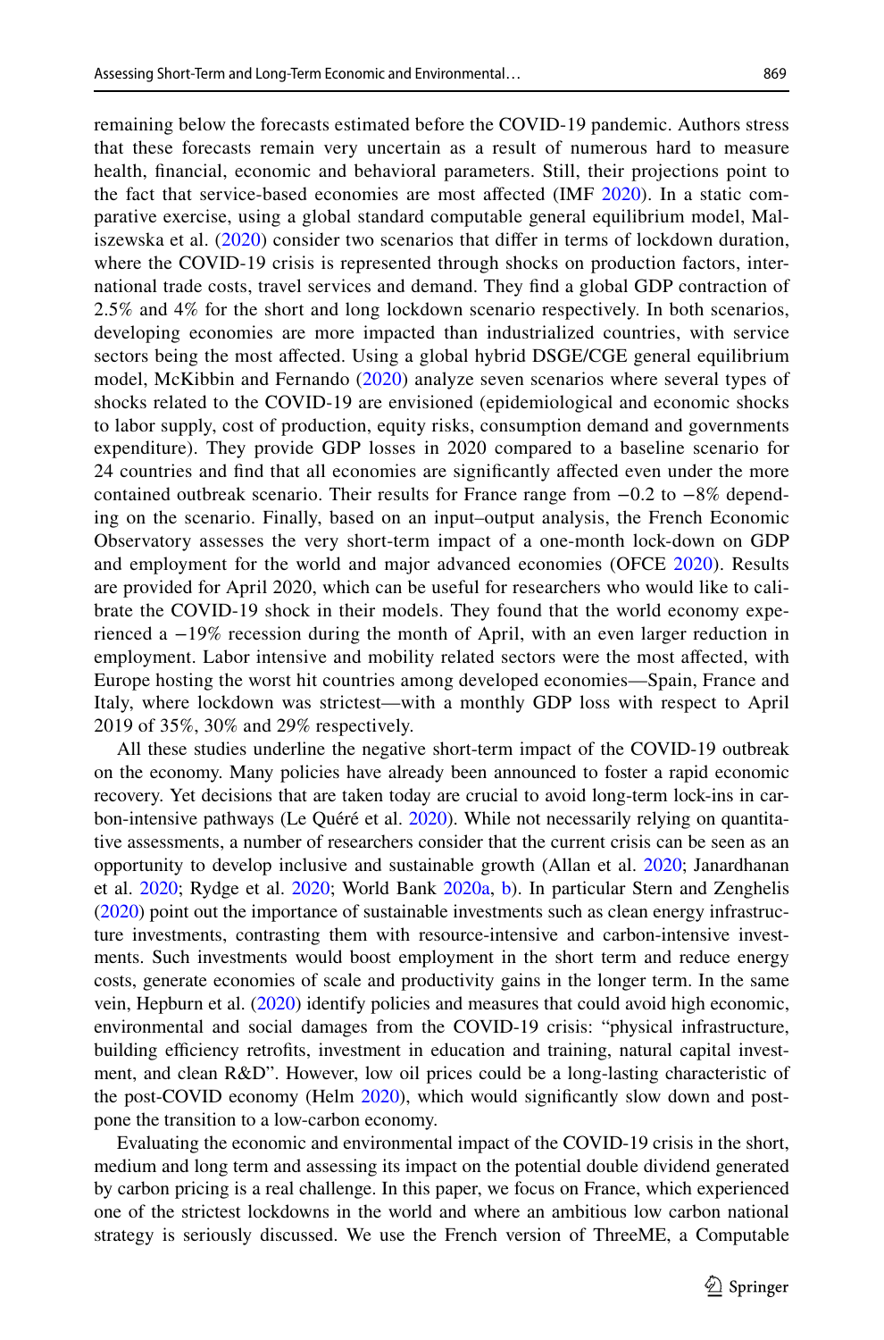remaining below the forecasts estimated before the COVID-19 pandemic. Authors stress that these forecasts remain very uncertain as a result of numerous hard to measure health, financial, economic and behavioral parameters. Still, their projections point to the fact that service-based economies are most affected (IMF 2020). In a static comparative exercise, using a global standard computable general equilibrium model, Maliszewska et al. (2020) consider two scenarios that differ in terms of lockdown duration, where the COVID-19 crisis is represented through shocks on production factors, international trade costs, travel services and demand. They find a global GDP contraction of 2.5% and 4% for the short and long lockdown scenario respectively. In both scenarios, developing economies are more impacted than industrialized countries, with service sectors being the most affected. Using a global hybrid DSGE/CGE general equilibrium model, McKibbin and Fernando (2020) analyze seven scenarios where several types of shocks related to the COVID-19 are envisioned (epidemiological and economic shocks to labor supply, cost of production, equity risks, consumption demand and governments expenditure). They provide GDP losses in 2020 compared to a baseline scenario for 24 countries and find that all economies are significantly affected even under the more contained outbreak scenario. Their results for France range from −0.2 to −8% depending on the scenario. Finally, based on an input–output analysis, the French Economic Observatory assesses the very short-term impact of a one-month lock-down on GDP and employment for the world and major advanced economies (OFCE 2020). Results are provided for April 2020, which can be useful for researchers who would like to calibrate the COVID-19 shock in their models. They found that the world economy experienced a −19% recession during the month of April, with an even larger reduction in employment. Labor intensive and mobility related sectors were the most affected, with Europe hosting the worst hit countries among developed economies—Spain, France and Italy, where lockdown was strictest—with a monthly GDP loss with respect to April 2019 of 35%, 30% and 29% respectively.

All these studies underline the negative short-term impact of the COVID-19 outbreak on the economy. Many policies have already been announced to foster a rapid economic recovery. Yet decisions that are taken today are crucial to avoid long-term lock-ins in carbon-intensive pathways (Le Quéré et al. 2020). While not necessarily relying on quantitative assessments, a number of researchers consider that the current crisis can be seen as an opportunity to develop inclusive and sustainable growth (Allan et al. 2020; Janardhanan et al. 2020; Rydge et al. 2020; World Bank 2020a, b). In particular Stern and Zenghelis (2020) point out the importance of sustainable investments such as clean energy infrastructure investments, contrasting them with resource-intensive and carbon-intensive investments. Such investments would boost employment in the short term and reduce energy costs, generate economies of scale and productivity gains in the longer term. In the same vein, Hepburn et al. (2020) identify policies and measures that could avoid high economic, environmental and social damages from the COVID-19 crisis: "physical infrastructure, building efficiency retrofits, investment in education and training, natural capital investment, and clean R&D". However, low oil prices could be a long-lasting characteristic of the post-COVID economy (Helm 2020), which would significantly slow down and postpone the transition to a low-carbon economy.

Evaluating the economic and environmental impact of the COVID-19 crisis in the short, medium and long term and assessing its impact on the potential double dividend generated by carbon pricing is a real challenge. In this paper, we focus on France, which experienced one of the strictest lockdowns in the world and where an ambitious low carbon national strategy is seriously discussed. We use the French version of ThreeME, a Computable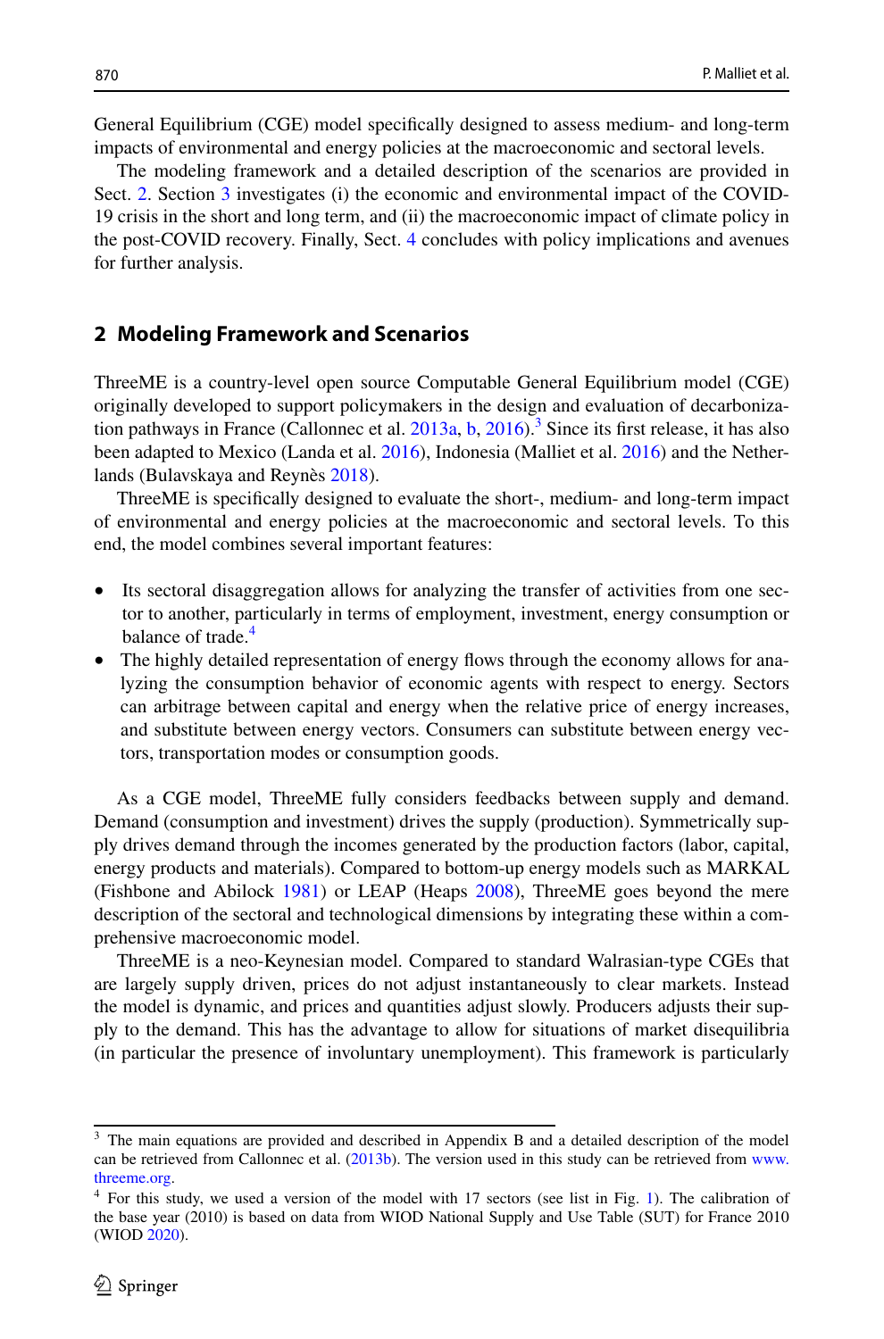General Equilibrium (CGE) model specifically designed to assess medium- and long-term impacts of environmental and energy policies at the macroeconomic and sectoral levels.

The modeling framework and a detailed description of the scenarios are provided in Sect. 2. Section 3 investigates (i) the economic and environmental impact of the COVID-19 crisis in the short and long term, and (ii) the macroeconomic impact of climate policy in the post-COVID recovery. Finally, Sect. 4 concludes with policy implications and avenues for further analysis.

## 2 Modeling Framework and Scenarios

ThreeME is a country-level open source Computable General Equilibrium model (CGE) originally developed to support policymakers in the design and evaluation of decarbonization pathways in France (Callonnec et al. 2013a, b, 2016).[3] Since its first release, it has also been adapted to Mexico (Landa et al. 2016), Indonesia (Malliet et al. 2016) and the Netherlands (Bulavskaya and Reynès 2018).

ThreeME is specifically designed to evaluate the short-, medium- and long-term impact of environmental and energy policies at the macroeconomic and sectoral levels. To this end, the model combines several important features:

- Its sectoral disaggregation allows for analyzing the transfer of activities from one sector to another, particularly in terms of employment, investment, energy consumption or balance of trade.[4]
- The highly detailed representation of energy flows through the economy allows for analyzing the consumption behavior of economic agents with respect to energy. Sectors can arbitrage between capital and energy when the relative price of energy increases, and substitute between energy vectors. Consumers can substitute between energy vectors, transportation modes or consumption goods.

As a CGE model, ThreeME fully considers feedbacks between supply and demand. Demand (consumption and investment) drives the supply (production). Symmetrically supply drives demand through the incomes generated by the production factors (labor, capital, energy products and materials). Compared to bottom-up energy models such as MARKAL (Fishbone and Abilock 1981) or LEAP (Heaps 2008), ThreeME goes beyond the mere description of the sectoral and technological dimensions by integrating these within a comprehensive macroeconomic model.

ThreeME is a neo-Keynesian model. Compared to standard Walrasian-type CGEs that are largely supply driven, prices do not adjust instantaneously to clear markets. Instead the model is dynamic, and prices and quantities adjust slowly. Producers adjusts their supply to the demand. This has the advantage to allow for situations of market disequilibria (in particular the presence of involuntary unemployment). This framework is particularly

---

[3] The main equations are provided and described in Appendix B and a detailed description of the model can be retrieved from Callonnec et al. (2013b). The version used in this study can be retrieved from www.threeme.org.

[4] For this study, we used a version of the model with 17 sectors (see list in Fig. 1). The calibration of the base year (2010) is based on data from WIOD National Supply and Use Table (SUT) for France 2010 (WIOD 2020).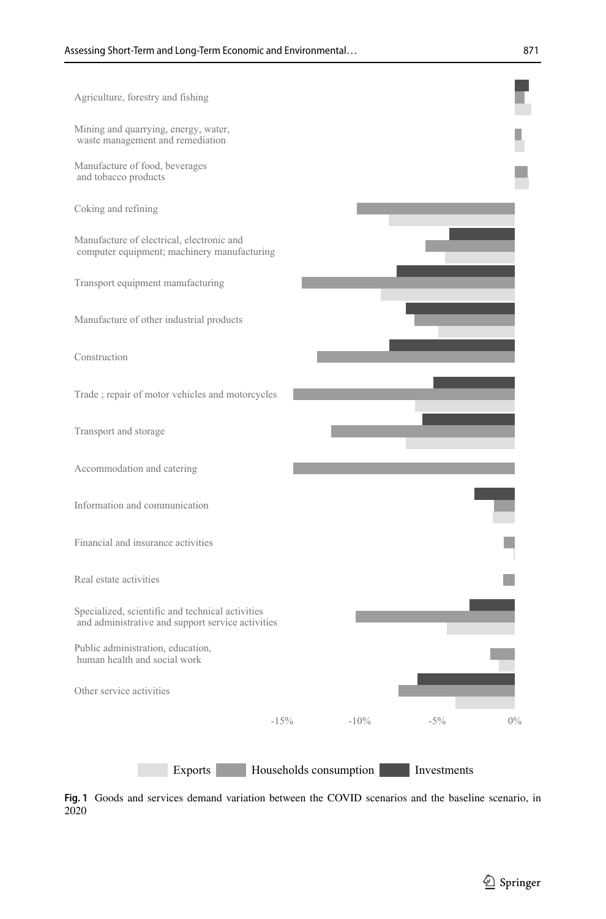Agriculture, forestry and fishing

Mining and quarrying, energy, water, waste management and remediation

Manufacture of food, beverages and tobacco products

Coking and refining

Manufacture of electrical, electronic and computer equipment; machinery manufacturing

Transport equipment manufacturing

Manufacture of other industrial products

Construction

Trade ; repair of motor vehicles and motorcycles

Transport and storage

Accommodation and catering

Information and communication

Financial and insurance activities

Real estate activities

Specialized, scientific and technical activities and administrative and support service activities

Public administration, education, human health and social work

Other service activities

-15% -10% -5% 0%

Exports Households consumption Investments

**Fig. 1** Goods and services demand variation between the COVID scenarios and the baseline scenario, in 2020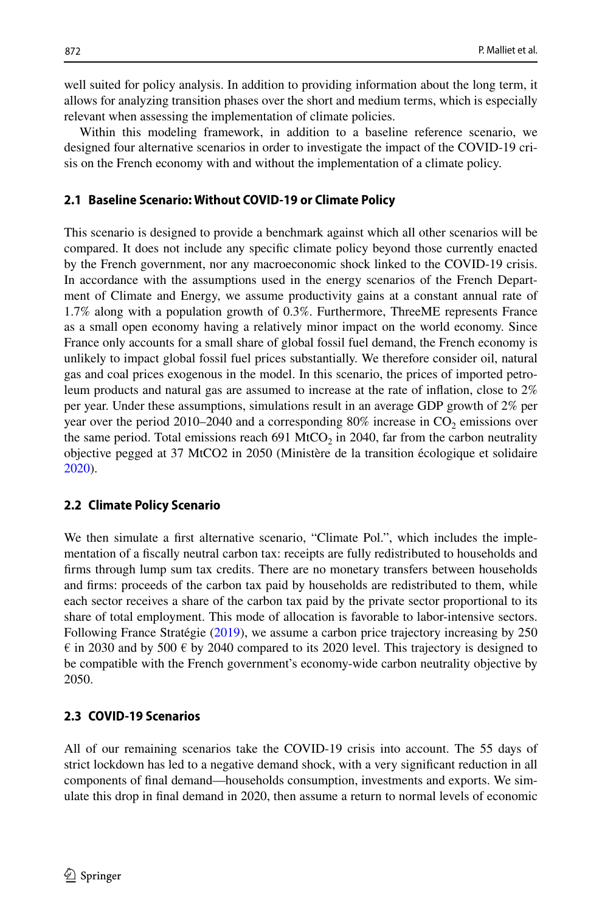well suited for policy analysis. In addition to providing information about the long term, it allows for analyzing transition phases over the short and medium terms, which is especially relevant when assessing the implementation of climate policies.

Within this modeling framework, in addition to a baseline reference scenario, we designed four alternative scenarios in order to investigate the impact of the COVID-19 crisis on the French economy with and without the implementation of a climate policy.

### 2.1 Baseline Scenario: Without COVID-19 or Climate Policy

This scenario is designed to provide a benchmark against which all other scenarios will be compared. It does not include any specific climate policy beyond those currently enacted by the French government, nor any macroeconomic shock linked to the COVID-19 crisis. In accordance with the assumptions used in the energy scenarios of the French Department of Climate and Energy, we assume productivity gains at a constant annual rate of 1.7% along with a population growth of 0.3%. Furthermore, ThreeME represents France as a small open economy having a relatively minor impact on the world economy. Since France only accounts for a small share of global fossil fuel demand, the French economy is unlikely to impact global fossil fuel prices substantially. We therefore consider oil, natural gas and coal prices exogenous in the model. In this scenario, the prices of imported petroleum products and natural gas are assumed to increase at the rate of inflation, close to 2% per year. Under these assumptions, simulations result in an average GDP growth of 2% per year over the period 2010–2040 and a corresponding 80% increase in $CO_2$ emissions over the same period. Total emissions reach 691 $MtCO_2$ in 2040, far from the carbon neutrality objective pegged at 37 MtCO2 in 2050 (Ministère de la transition écologique et solidaire 2020).

### 2.2 Climate Policy Scenario

We then simulate a first alternative scenario, "Climate Pol.", which includes the implementation of a fiscally neutral carbon tax: receipts are fully redistributed to households and firms through lump sum tax credits. There are no monetary transfers between households and firms: proceeds of the carbon tax paid by households are redistributed to them, while each sector receives a share of the carbon tax paid by the private sector proportional to its share of total employment. This mode of allocation is favorable to labor-intensive sectors. Following France Stratégie (2019), we assume a carbon price trajectory increasing by 250 € in 2030 and by 500 € by 2040 compared to its 2020 level. This trajectory is designed to be compatible with the French government's economy-wide carbon neutrality objective by 2050.

### 2.3 COVID-19 Scenarios

All of our remaining scenarios take the COVID-19 crisis into account. The 55 days of strict lockdown has led to a negative demand shock, with a very significant reduction in all components of final demand—households consumption, investments and exports. We simulate this drop in final demand in 2020, then assume a return to normal levels of economic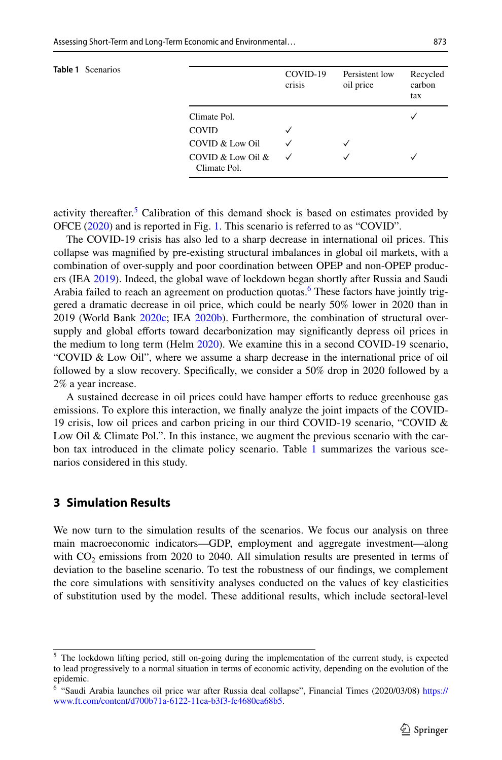**Table 1** Scenarios

| | COVID-19 crisis | Persistent low oil price | Recycled carbon tax |
|---|---|---|---|
| Climate Pol. | | | ✓ |
| COVID | ✓ | | |
| COVID & Low Oil | ✓ | ✓ | |
| COVID & Low Oil & Climate Pol. | ✓ | ✓ | ✓ |

activity thereafter.[5] Calibration of this demand shock is based on estimates provided by OFCE (2020) and is reported in Fig. 1. This scenario is referred to as "COVID".

The COVID-19 crisis has also led to a sharp decrease in international oil prices. This collapse was magnified by pre-existing structural imbalances in global oil markets, with a combination of over-supply and poor coordination between OPEP and non-OPEP producers (IEA 2019). Indeed, the global wave of lockdown began shortly after Russia and Saudi Arabia failed to reach an agreement on production quotas.[6] These factors have jointly triggered a dramatic decrease in oil price, which could be nearly 50% lower in 2020 than in 2019 (World Bank 2020c; IEA 2020b). Furthermore, the combination of structural oversupply and global efforts toward decarbonization may significantly depress oil prices in the medium to long term (Helm 2020). We examine this in a second COVID-19 scenario, "COVID & Low Oil", where we assume a sharp decrease in the international price of oil followed by a slow recovery. Specifically, we consider a 50% drop in 2020 followed by a 2% a year increase.

A sustained decrease in oil prices could have hamper efforts to reduce greenhouse gas emissions. To explore this interaction, we finally analyze the joint impacts of the COVID-19 crisis, low oil prices and carbon pricing in our third COVID-19 scenario, "COVID & Low Oil & Climate Pol.". In this instance, we augment the previous scenario with the carbon tax introduced in the climate policy scenario. Table 1 summarizes the various scenarios considered in this study.

## 3 Simulation Results

We now turn to the simulation results of the scenarios. We focus our analysis on three main macroeconomic indicators—GDP, employment and aggregate investment—along with $CO_2$ emissions from 2020 to 2040. All simulation results are presented in terms of deviation to the baseline scenario. To test the robustness of our findings, we complement the core simulations with sensitivity analyses conducted on the values of key elasticities of substitution used by the model. These additional results, which include sectoral-level

---

[5] The lockdown lifting period, still on-going during the implementation of the current study, is expected to lead progressively to a normal situation in terms of economic activity, depending on the evolution of the epidemic.

[6] "Saudi Arabia launches oil price war after Russia deal collapse", Financial Times (2020/03/08) https://www.ft.com/content/d700b71a-6122-11ea-b3f3-fe4680ea68b5.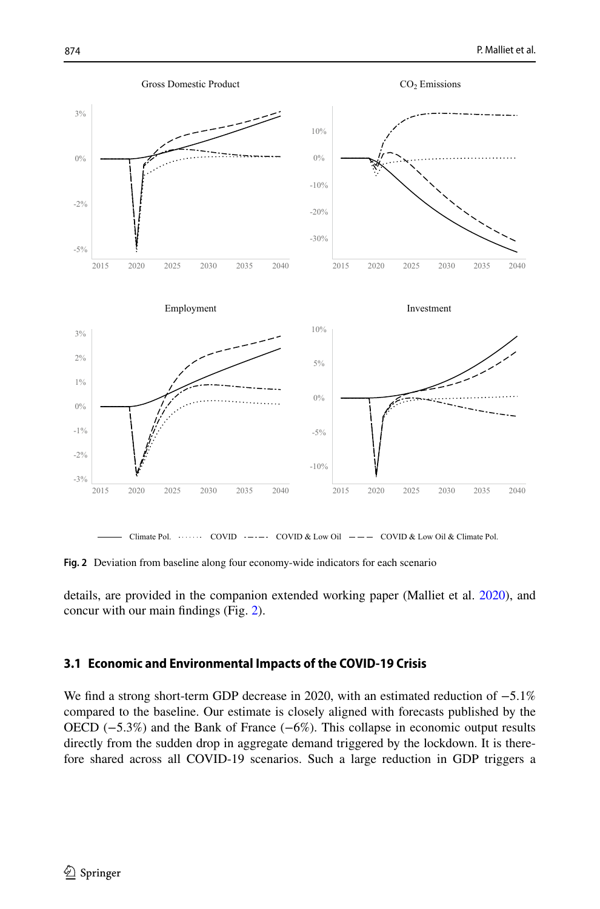Fig. 2 Deviation from baseline along four economy-wide indicators for each scenario

details, are provided in the companion extended working paper (Malliet et al. 2020), and concur with our main findings (Fig. 2).

### 3.1 Economic and Environmental Impacts of the COVID-19 Crisis

We find a strong short-term GDP decrease in 2020, with an estimated reduction of −5.1% compared to the baseline. Our estimate is closely aligned with forecasts published by the OECD (−5.3%) and the Bank of France (−6%). This collapse in economic output results directly from the sudden drop in aggregate demand triggered by the lockdown. It is therefore shared across all COVID-19 scenarios. Such a large reduction in GDP triggers a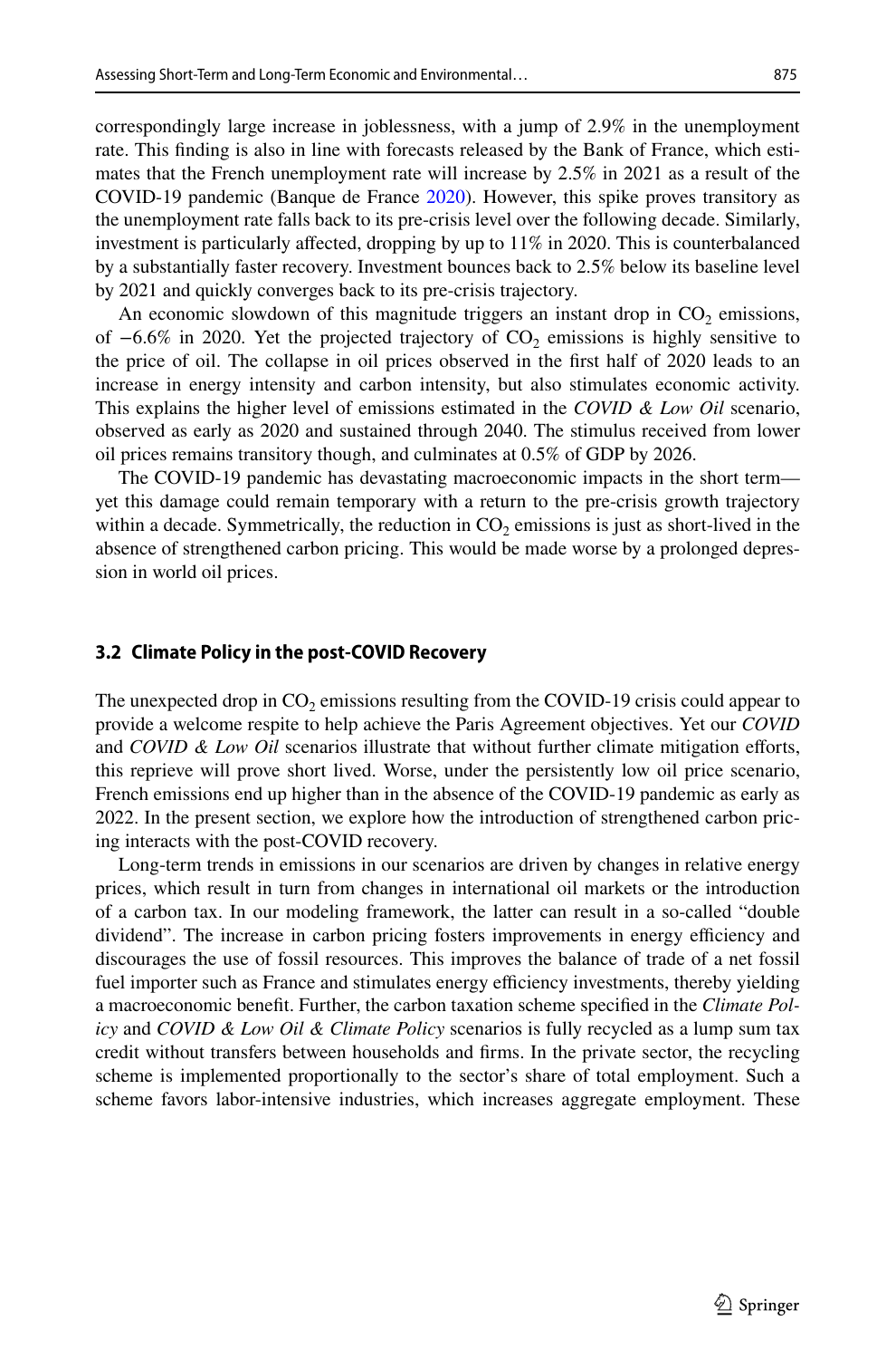correspondingly large increase in joblessness, with a jump of 2.9% in the unemployment rate. This finding is also in line with forecasts released by the Bank of France, which estimates that the French unemployment rate will increase by 2.5% in 2021 as a result of the COVID-19 pandemic (Banque de France 2020). However, this spike proves transitory as the unemployment rate falls back to its pre-crisis level over the following decade. Similarly, investment is particularly affected, dropping by up to 11% in 2020. This is counterbalanced by a substantially faster recovery. Investment bounces back to 2.5% below its baseline level by 2021 and quickly converges back to its pre-crisis trajectory.

An economic slowdown of this magnitude triggers an instant drop in $CO_2$ emissions, of −6.6% in 2020. Yet the projected trajectory of $CO_2$ emissions is highly sensitive to the price of oil. The collapse in oil prices observed in the first half of 2020 leads to an increase in energy intensity and carbon intensity, but also stimulates economic activity. This explains the higher level of emissions estimated in the *COVID & Low Oil* scenario, observed as early as 2020 and sustained through 2040. The stimulus received from lower oil prices remains transitory though, and culminates at 0.5% of GDP by 2026.

The COVID-19 pandemic has devastating macroeconomic impacts in the short term—yet this damage could remain temporary with a return to the pre-crisis growth trajectory within a decade. Symmetrically, the reduction in $CO_2$ emissions is just as short-lived in the absence of strengthened carbon pricing. This would be made worse by a prolonged depression in world oil prices.

### 3.2 Climate Policy in the post-COVID Recovery

The unexpected drop in $CO_2$ emissions resulting from the COVID-19 crisis could appear to provide a welcome respite to help achieve the Paris Agreement objectives. Yet our *COVID* and *COVID & Low Oil* scenarios illustrate that without further climate mitigation efforts, this reprieve will prove short lived. Worse, under the persistently low oil price scenario, French emissions end up higher than in the absence of the COVID-19 pandemic as early as 2022. In the present section, we explore how the introduction of strengthened carbon pricing interacts with the post-COVID recovery.

Long-term trends in emissions in our scenarios are driven by changes in relative energy prices, which result in turn from changes in international oil markets or the introduction of a carbon tax. In our modeling framework, the latter can result in a so-called "double dividend". The increase in carbon pricing fosters improvements in energy efficiency and discourages the use of fossil resources. This improves the balance of trade of a net fossil fuel importer such as France and stimulates energy efficiency investments, thereby yielding a macroeconomic benefit. Further, the carbon taxation scheme specified in the *Climate Policy* and *COVID & Low Oil & Climate Policy* scenarios is fully recycled as a lump sum tax credit without transfers between households and firms. In the private sector, the recycling scheme is implemented proportionally to the sector's share of total employment. Such a scheme favors labor-intensive industries, which increases aggregate employment. These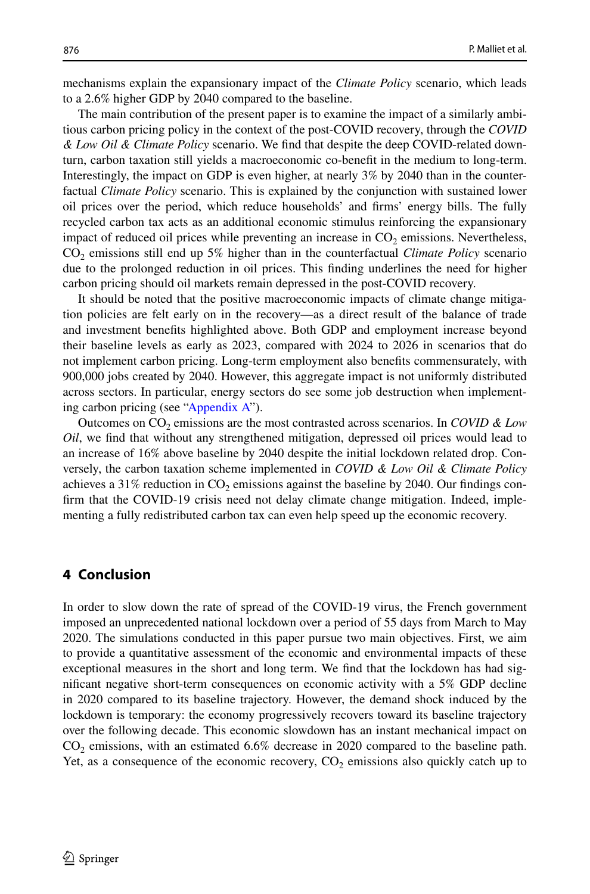mechanisms explain the expansionary impact of the *Climate Policy* scenario, which leads to a 2.6% higher GDP by 2040 compared to the baseline.

The main contribution of the present paper is to examine the impact of a similarly ambitious carbon pricing policy in the context of the post-COVID recovery, through the *COVID & Low Oil & Climate Policy* scenario. We find that despite the deep COVID-related downturn, carbon taxation still yields a macroeconomic co-benefit in the medium to long-term. Interestingly, the impact on GDP is even higher, at nearly 3% by 2040 than in the counterfactual *Climate Policy* scenario. This is explained by the conjunction with sustained lower oil prices over the period, which reduce households' and firms' energy bills. The fully recycled carbon tax acts as an additional economic stimulus reinforcing the expansionary impact of reduced oil prices while preventing an increase in $CO_2$ emissions. Nevertheless, $CO_2$ emissions still end up 5% higher than in the counterfactual *Climate Policy* scenario due to the prolonged reduction in oil prices. This finding underlines the need for higher carbon pricing should oil markets remain depressed in the post-COVID recovery.

It should be noted that the positive macroeconomic impacts of climate change mitigation policies are felt early on in the recovery—as a direct result of the balance of trade and investment benefits highlighted above. Both GDP and employment increase beyond their baseline levels as early as 2023, compared with 2024 to 2026 in scenarios that do not implement carbon pricing. Long-term employment also benefits commensurately, with 900,000 jobs created by 2040. However, this aggregate impact is not uniformly distributed across sectors. In particular, energy sectors do see some job destruction when implementing carbon pricing (see "Appendix A").

Outcomes on $CO_2$ emissions are the most contrasted across scenarios. In *COVID & Low Oil*, we find that without any strengthened mitigation, depressed oil prices would lead to an increase of 16% above baseline by 2040 despite the initial lockdown related drop. Conversely, the carbon taxation scheme implemented in *COVID & Low Oil & Climate Policy* achieves a 31% reduction in $CO_2$ emissions against the baseline by 2040. Our findings confirm that the COVID-19 crisis need not delay climate change mitigation. Indeed, implementing a fully redistributed carbon tax can even help speed up the economic recovery.

## 4 Conclusion

In order to slow down the rate of spread of the COVID-19 virus, the French government imposed an unprecedented national lockdown over a period of 55 days from March to May 2020. The simulations conducted in this paper pursue two main objectives. First, we aim to provide a quantitative assessment of the economic and environmental impacts of these exceptional measures in the short and long term. We find that the lockdown has had significant negative short-term consequences on economic activity with a 5% GDP decline in 2020 compared to its baseline trajectory. However, the demand shock induced by the lockdown is temporary: the economy progressively recovers toward its baseline trajectory over the following decade. This economic slowdown has an instant mechanical impact on $CO_2$ emissions, with an estimated 6.6% decrease in 2020 compared to the baseline path. Yet, as a consequence of the economic recovery, $CO_2$ emissions also quickly catch up to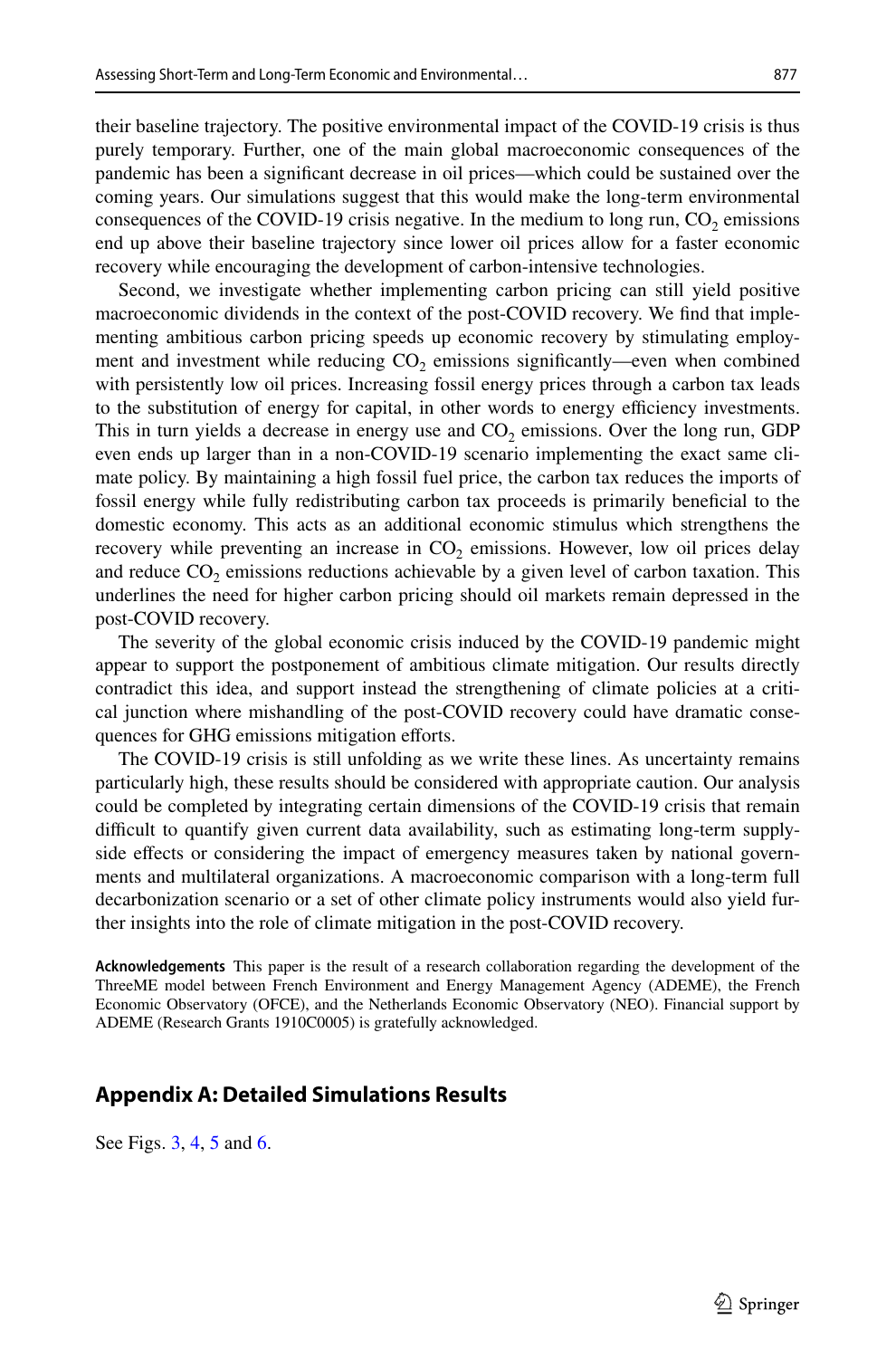their baseline trajectory. The positive environmental impact of the COVID-19 crisis is thus purely temporary. Further, one of the main global macroeconomic consequences of the pandemic has been a significant decrease in oil prices—which could be sustained over the coming years. Our simulations suggest that this would make the long-term environmental consequences of the COVID-19 crisis negative. In the medium to long run, $CO_2$ emissions end up above their baseline trajectory since lower oil prices allow for a faster economic recovery while encouraging the development of carbon-intensive technologies.

Second, we investigate whether implementing carbon pricing can still yield positive macroeconomic dividends in the context of the post-COVID recovery. We find that implementing ambitious carbon pricing speeds up economic recovery by stimulating employment and investment while reducing $CO_2$ emissions significantly—even when combined with persistently low oil prices. Increasing fossil energy prices through a carbon tax leads to the substitution of energy for capital, in other words to energy efficiency investments. This in turn yields a decrease in energy use and $CO_2$ emissions. Over the long run, GDP even ends up larger than in a non-COVID-19 scenario implementing the exact same climate policy. By maintaining a high fossil fuel price, the carbon tax reduces the imports of fossil energy while fully redistributing carbon tax proceeds is primarily beneficial to the domestic economy. This acts as an additional economic stimulus which strengthens the recovery while preventing an increase in $CO_2$ emissions. However, low oil prices delay and reduce $CO_2$ emissions reductions achievable by a given level of carbon taxation. This underlines the need for higher carbon pricing should oil markets remain depressed in the post-COVID recovery.

The severity of the global economic crisis induced by the COVID-19 pandemic might appear to support the postponement of ambitious climate mitigation. Our results directly contradict this idea, and support instead the strengthening of climate policies at a critical junction where mishandling of the post-COVID recovery could have dramatic consequences for GHG emissions mitigation efforts.

The COVID-19 crisis is still unfolding as we write these lines. As uncertainty remains particularly high, these results should be considered with appropriate caution. Our analysis could be completed by integrating certain dimensions of the COVID-19 crisis that remain difficult to quantify given current data availability, such as estimating long-term supply-side effects or considering the impact of emergency measures taken by national governments and multilateral organizations. A macroeconomic comparison with a long-term full decarbonization scenario or a set of other climate policy instruments would also yield further insights into the role of climate mitigation in the post-COVID recovery.

**Acknowledgements** This paper is the result of a research collaboration regarding the development of the ThreeME model between French Environment and Energy Management Agency (ADEME), the French Economic Observatory (OFCE), and the Netherlands Economic Observatory (NEO). Financial support by ADEME (Research Grants 1910C0005) is gratefully acknowledged.

## Appendix A: Detailed Simulations Results

See Figs. 3, 4, 5 and 6.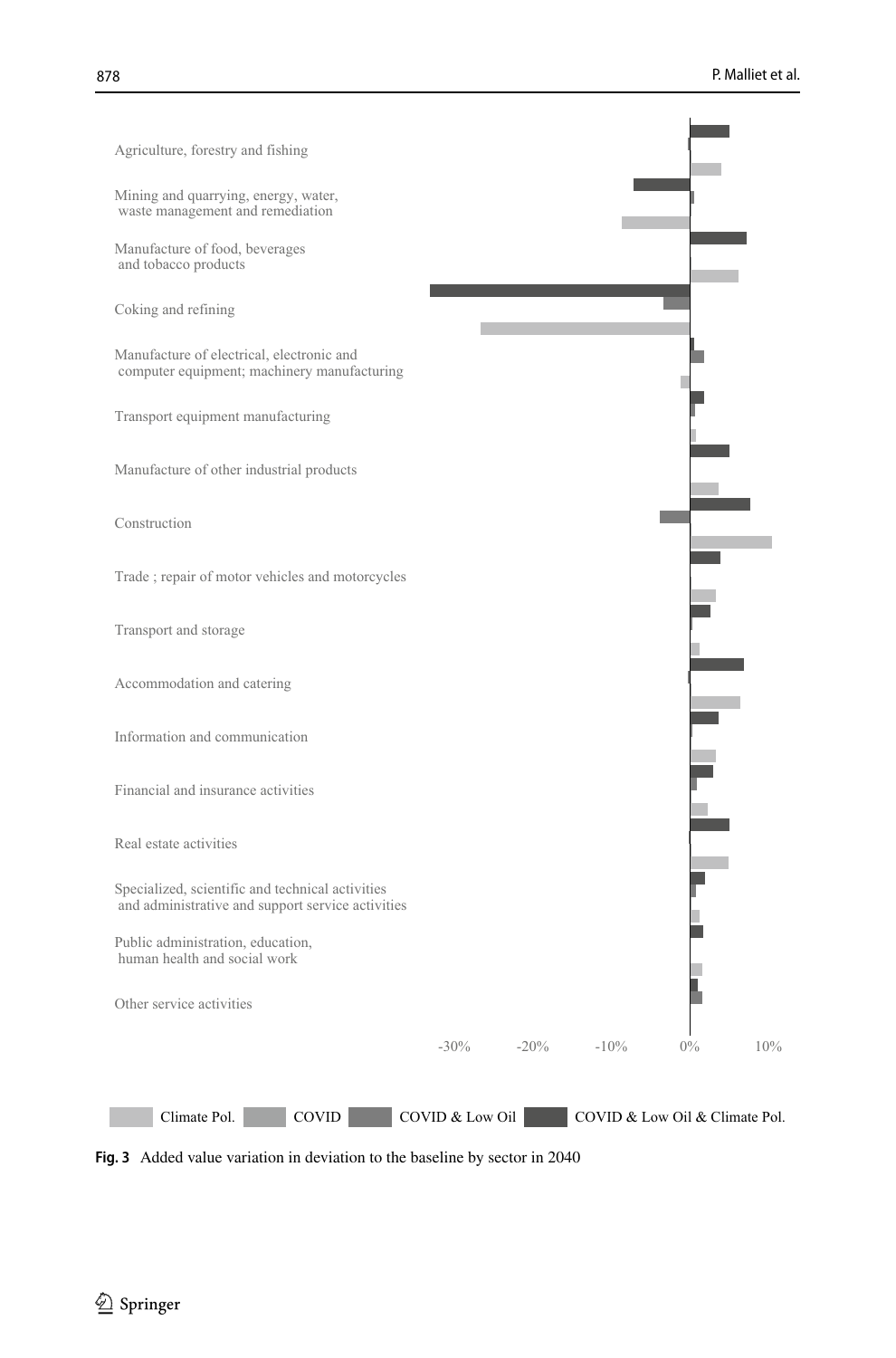Agriculture, forestry and fishing

Mining and quarrying, energy, water, waste management and remediation

Manufacture of food, beverages and tobacco products

Coking and refining

Manufacture of electrical, electronic and computer equipment; machinery manufacturing

Transport equipment manufacturing

Manufacture of other industrial products

Construction

Trade ; repair of motor vehicles and motorcycles

Transport and storage

Accommodation and catering

Information and communication

Financial and insurance activities

Real estate activities

Specialized, scientific and technical activities and administrative and support service activities

Public administration, education, human health and social work

Other service activities

-30% -20% -10% 0% 10%

Climate Pol. COVID COVID & Low Oil COVID & Low Oil & Climate Pol.

**Fig. 3** Added value variation in deviation to the baseline by sector in 2040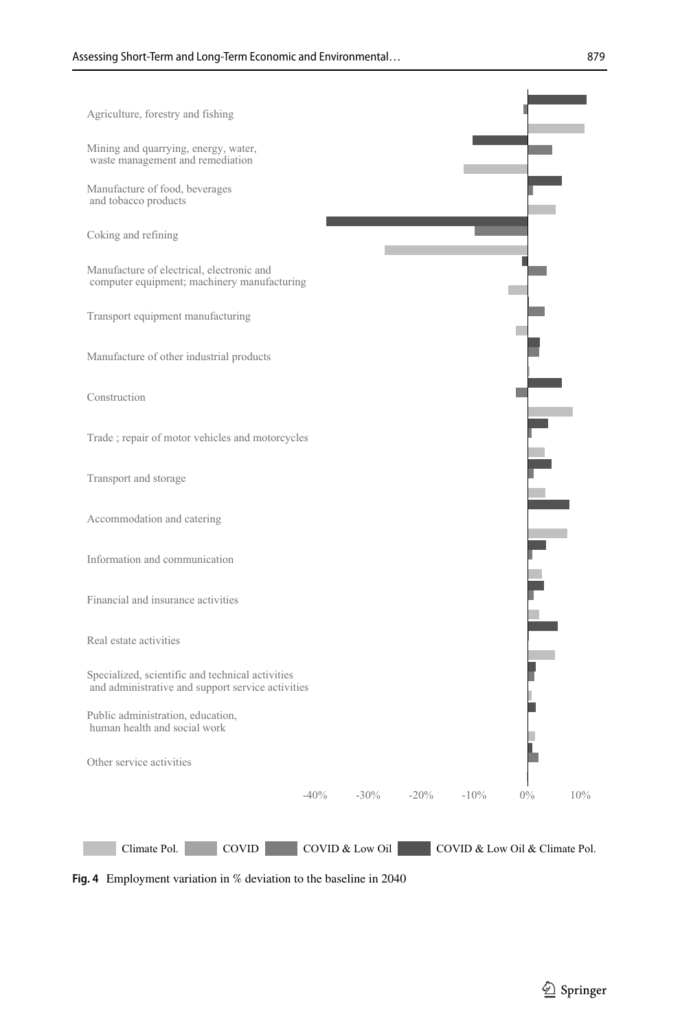Agriculture, forestry and fishing

Mining and quarrying, energy, water, waste management and remediation

Manufacture of food, beverages and tobacco products

Coking and refining

Manufacture of electrical, electronic and computer equipment; machinery manufacturing

Transport equipment manufacturing

Manufacture of other industrial products

Construction

Trade ; repair of motor vehicles and motorcycles

Transport and storage

Accommodation and catering

Information and communication

Financial and insurance activities

Real estate activities

Specialized, scientific and technical activities and administrative and support service activities

Public administration, education, human health and social work

Other service activities

-40% -30% -20% -10% 0% 10%

Climate Pol. COVID COVID & Low Oil COVID & Low Oil & Climate Pol.

**Fig. 4** Employment variation in % deviation to the baseline in 2040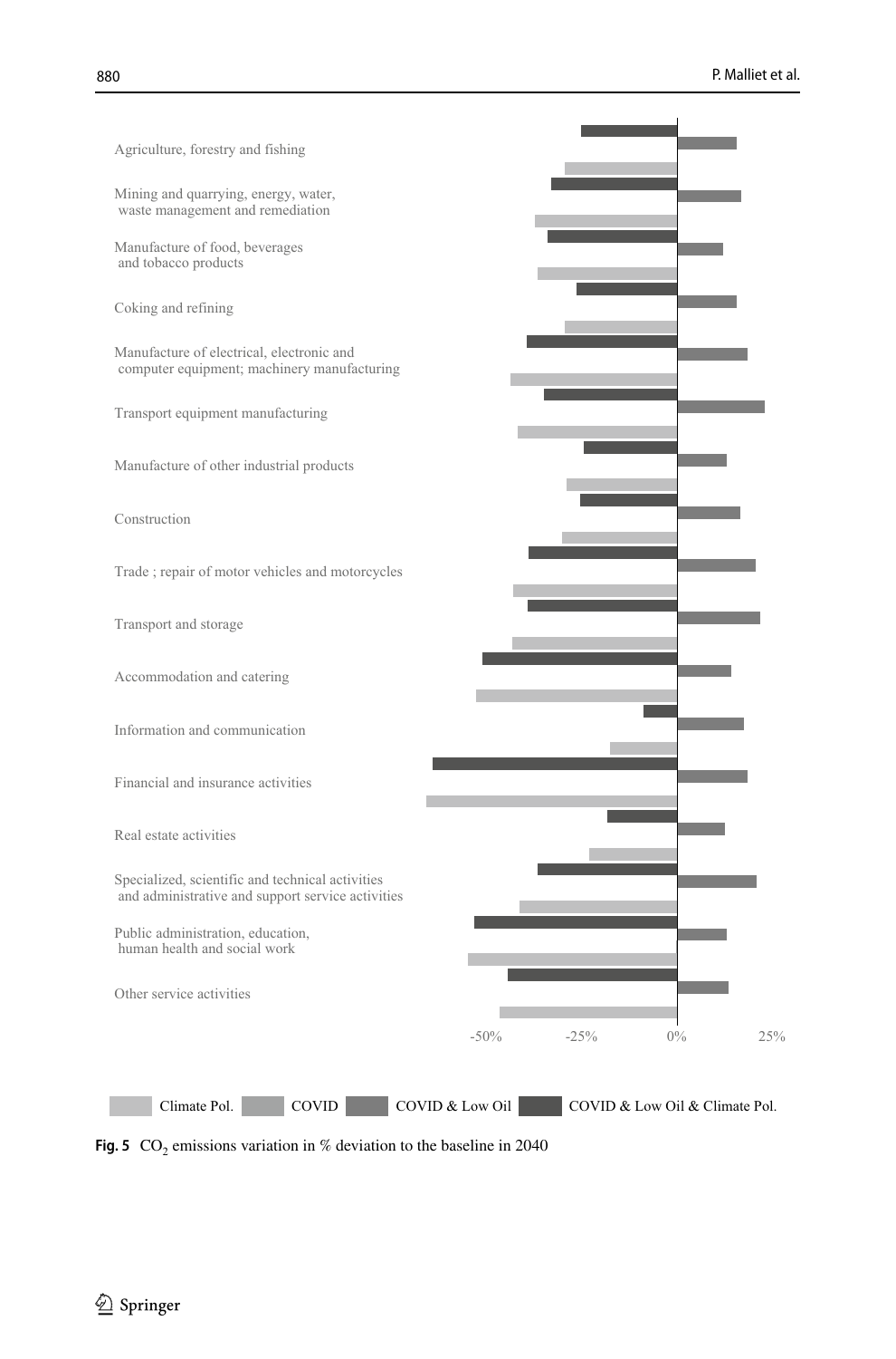Agriculture, forestry and fishing

Mining and quarrying, energy, water, waste management and remediation

Manufacture of food, beverages and tobacco products

Coking and refining

Manufacture of electrical, electronic and computer equipment; machinery manufacturing

Transport equipment manufacturing

Manufacture of other industrial products

Construction

Trade ; repair of motor vehicles and motorcycles

Transport and storage

Accommodation and catering

Information and communication

Financial and insurance activities

Real estate activities

Specialized, scientific and technical activities and administrative and support service activities

Public administration, education, human health and social work

Other service activities

-50% -25% 0% 25%

Climate Pol. COVID COVID & Low Oil COVID & Low Oil & Climate Pol.

**Fig. 5** $CO_2$ emissions variation in % deviation to the baseline in 2040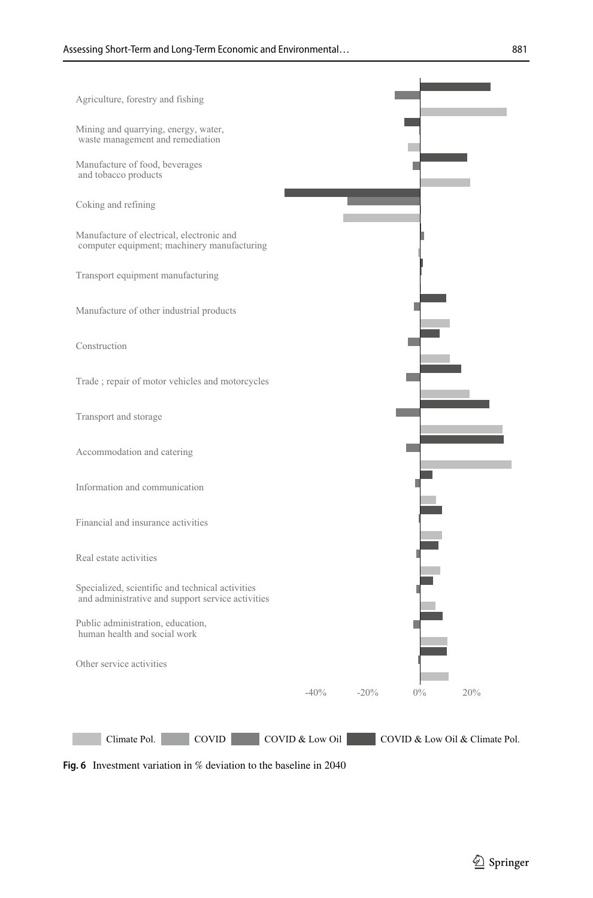Agriculture, forestry and fishing

Mining and quarrying, energy, water, waste management and remediation

Manufacture of food, beverages and tobacco products

Coking and refining

Manufacture of electrical, electronic and computer equipment; machinery manufacturing

Transport equipment manufacturing

Manufacture of other industrial products

Construction

Trade ; repair of motor vehicles and motorcycles

Transport and storage

Accommodation and catering

Information and communication

Financial and insurance activities

Real estate activities

Specialized, scientific and technical activities and administrative and support service activities

Public administration, education, human health and social work

Other service activities

-40% -20% 0% 20%

Climate Pol. COVID COVID & Low Oil COVID & Low Oil & Climate Pol.

**Fig. 6** Investment variation in % deviation to the baseline in 2040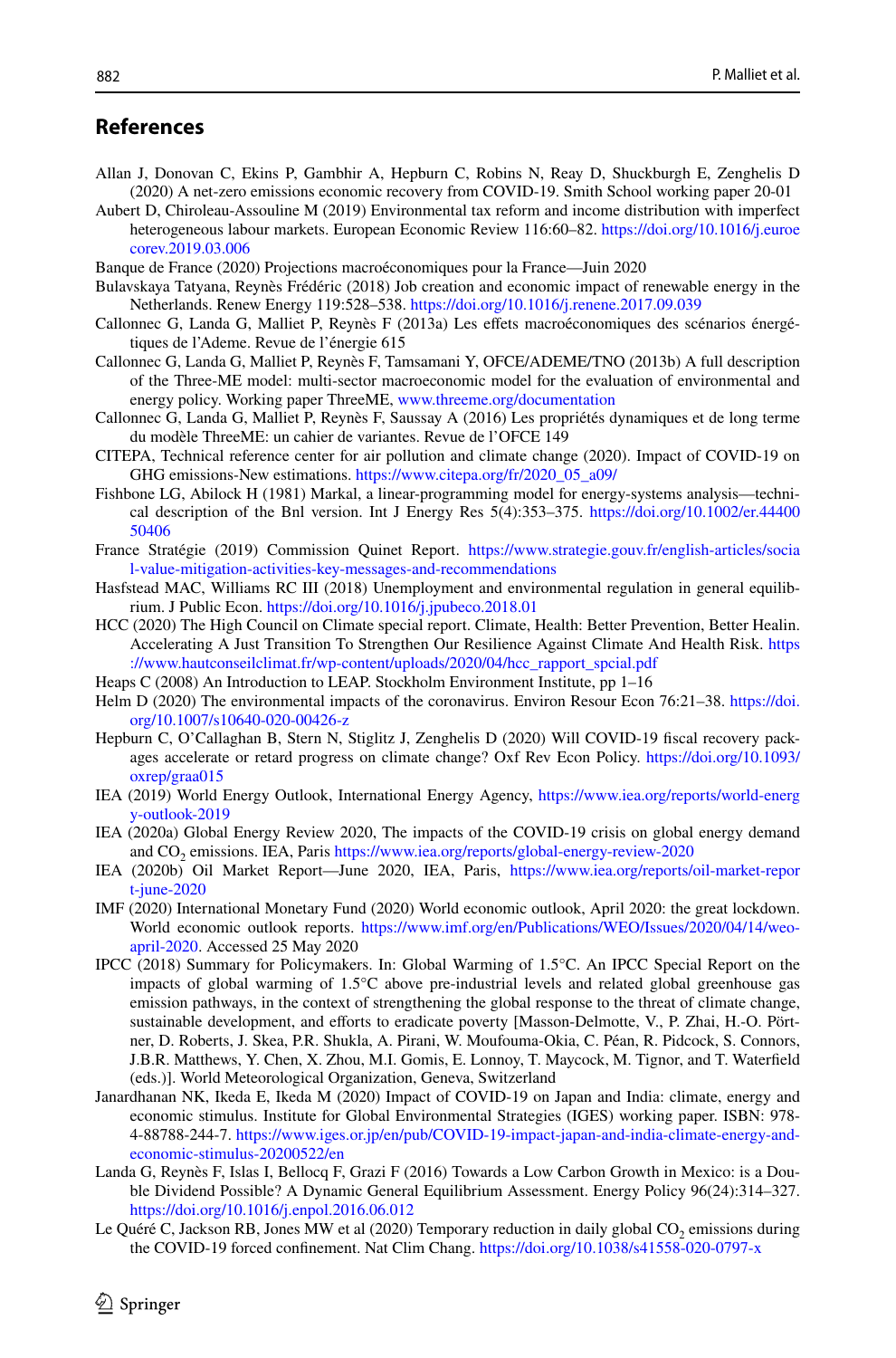## References

Allan J, Donovan C, Ekins P, Gambhir A, Hepburn C, Robins N, Reay D, Shuckburgh E, Zenghelis D (2020) A net-zero emissions economic recovery from COVID-19. Smith School working paper 20-01

Aubert D, Chiroleau-Assouline M (2019) Environmental tax reform and income distribution with imperfect heterogeneous labour markets. European Economic Review 116:60–82. https://doi.org/10.1016/j.euroecorev.2019.03.006

Banque de France (2020) Projections macroéconomiques pour la France—Juin 2020

Bulavskaya Tatyana, Reynès Frédéric (2018) Job creation and economic impact of renewable energy in the Netherlands. Renew Energy 119:528–538. https://doi.org/10.1016/j.renene.2017.09.039

Callonnec G, Landa G, Malliet P, Reynès F (2013a) Les effets macroéconomiques des scénarios énergétiques de l'Ademe. Revue de l'énergie 615

Callonnec G, Landa G, Malliet P, Reynès F, Tamsamani Y, OFCE/ADEME/TNO (2013b) A full description of the Three-ME model: multi-sector macroeconomic model for the evaluation of environmental and energy policy. Working paper ThreeME, www.threeme.org/documentation

Callonnec G, Landa G, Malliet P, Reynès F, Saussay A (2016) Les propriétés dynamiques et de long terme du modèle ThreeME: un cahier de variantes. Revue de l'OFCE 149

CITEPA, Technical reference center for air pollution and climate change (2020). Impact of COVID-19 on GHG emissions-New estimations. https://www.citepa.org/fr/2020_05_a09/

Fishbone LG, Abilock H (1981) Markal, a linear-programming model for energy-systems analysis—technical description of the Bnl version. Int J Energy Res 5(4):353–375. https://doi.org/10.1002/er.4440050406

France Stratégie (2019) Commission Quinet Report. https://www.strategie.gouv.fr/english-articles/social-value-mitigation-activities-key-messages-and-recommendations

Hafstead MAC, Williams RC III (2018) Unemployment and environmental regulation in general equilibrium. J Public Econ. https://doi.org/10.1016/j.jpubeco.2018.01

HCC (2020) The High Council on Climate special report. Climate, Health: Better Prevention, Better Healin. Accelerating A Just Transition To Strengthen Our Resilience Against Climate And Health Risk. https://www.hautconseilclimat.fr/wp-content/uploads/2020/04/hcc_rapport_spcial.pdf

Heaps C (2008) An Introduction to LEAP. Stockholm Environment Institute, pp 1–16

Helm D (2020) The environmental impacts of the coronavirus. Environ Resour Econ 76:21–38. https://doi.org/10.1007/s10640-020-00426-z

Hepburn C, O'Callaghan B, Stern N, Stiglitz J, Zenghelis D (2020) Will COVID-19 fiscal recovery packages accelerate or retard progress on climate change? Oxf Rev Econ Policy. https://doi.org/10.1093/oxrep/graa015

IEA (2019) World Energy Outlook, International Energy Agency, https://www.iea.org/reports/world-energy-outlook-2019

IEA (2020a) Global Energy Review 2020, The impacts of the COVID-19 crisis on global energy demand and $CO_2$ emissions. IEA, Paris https://www.iea.org/reports/global-energy-review-2020

IEA (2020b) Oil Market Report—June 2020, IEA, Paris, https://www.iea.org/reports/oil-market-report-june-2020

IMF (2020) International Monetary Fund (2020) World economic outlook, April 2020: the great lockdown. World economic outlook reports. https://www.imf.org/en/Publications/WEO/Issues/2020/04/14/weo-april-2020. Accessed 25 May 2020

IPCC (2018) Summary for Policymakers. In: Global Warming of 1.5°C. An IPCC Special Report on the impacts of global warming of 1.5°C above pre-industrial levels and related global greenhouse gas emission pathways, in the context of strengthening the global response to the threat of climate change, sustainable development, and efforts to eradicate poverty [Masson-Delmotte, V., P. Zhai, H.-O. Pörtner, D. Roberts, J. Skea, P.R. Shukla, A. Pirani, W. Moufouma-Okia, C. Péan, R. Pidcock, S. Connors, J.B.R. Matthews, Y. Chen, X. Zhou, M.I. Gomis, E. Lonnoy, T. Maycock, M. Tignor, and T. Waterfield (eds.)]. World Meteorological Organization, Geneva, Switzerland

Janardhanan NK, Ikeda E, Ikeda M (2020) Impact of COVID-19 on Japan and India: climate, energy and economic stimulus. Institute for Global Environmental Strategies (IGES) working paper. ISBN: 978-4-88788-244-7. https://www.iges.or.jp/en/pub/COVID-19-impact-japan-and-india-climate-energy-and-economic-stimulus-20200522/en

Landa G, Reynès F, Islas I, Bellocq F, Grazi F (2016) Towards a Low Carbon Growth in Mexico: is a Double Dividend Possible? A Dynamic General Equilibrium Assessment. Energy Policy 96(24):314–327. https://doi.org/10.1016/j.enpol.2016.06.012

Le Quéré C, Jackson RB, Jones MW et al (2020) Temporary reduction in daily global $CO_2$ emissions during the COVID-19 forced confinement. Nat Clim Chang. https://doi.org/10.1038/s41558-020-0797-x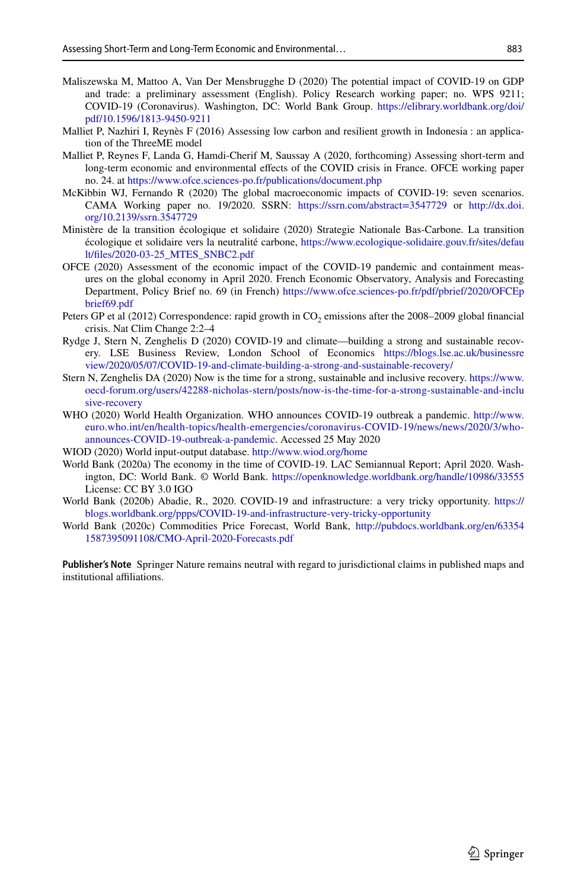Maliszewska M, Mattoo A, Van Der Mensbrugghe D (2020) The potential impact of COVID-19 on GDP and trade: a preliminary assessment (English). Policy Research working paper; no. WPS 9211; COVID-19 (Coronavirus). Washington, DC: World Bank Group. https://elibrary.worldbank.org/doi/pdf/10.1596/1813-9450-9211

Malliet P, Nazhiri I, Reynès F (2016) Assessing low carbon and resilient growth in Indonesia : an application of the ThreeME model

Malliet P, Reynes F, Landa G, Hamdi-Cherif M, Saussay A (2020, forthcoming) Assessing short-term and long-term economic and environmental effects of the COVID crisis in France. OFCE working paper no. 24. at https://www.ofce.sciences-po.fr/publications/document.php

McKibbin WJ, Fernando R (2020) The global macroeconomic impacts of COVID-19: seven scenarios. CAMA Working paper no. 19/2020. SSRN: https://ssrn.com/abstract=3547729 or http://dx.doi.org/10.2139/ssrn.3547729

Ministère de la transition écologique et solidaire (2020) Strategie Nationale Bas-Carbone. La transition écologique et solidaire vers la neutralité carbone, https://www.ecologique-solidaire.gouv.fr/sites/default/files/2020-03-25_MTES_SNBC2.pdf

OFCE (2020) Assessment of the economic impact of the COVID-19 pandemic and containment measures on the global economy in April 2020. French Economic Observatory, Analysis and Forecasting Department, Policy Brief no. 69 (in French) https://www.ofce.sciences-po.fr/pdf/pbrief/2020/OFCEpbrief69.pdf

Peters GP et al (2012) Correspondence: rapid growth in $CO_2$ emissions after the 2008–2009 global financial crisis. Nat Clim Change 2:2–4

Rydge J, Stern N, Zenghelis D (2020) COVID-19 and climate—building a strong and sustainable recovery. LSE Business Review, London School of Economics https://blogs.lse.ac.uk/businessreview/2020/05/07/COVID-19-and-climate-building-a-strong-and-sustainable-recovery/

Stern N, Zenghelis DA (2020) Now is the time for a strong, sustainable and inclusive recovery. https://www.oecd-forum.org/users/42288-nicholas-stern/posts/now-is-the-time-for-a-strong-sustainable-and-inclusive-recovery

WHO (2020) World Health Organization. WHO announces COVID-19 outbreak a pandemic. http://www.euro.who.int/en/health-topics/health-emergencies/coronavirus-COVID-19/news/news/2020/3/who-announces-COVID-19-outbreak-a-pandemic. Accessed 25 May 2020

WIOD (2020) World input-output database. http://www.wiod.org/home

World Bank (2020a) The economy in the time of COVID-19. LAC Semiannual Report; April 2020. Washington, DC: World Bank. © World Bank. https://openknowledge.worldbank.org/handle/10986/33555 License: CC BY 3.0 IGO

World Bank (2020b) Abadie, R., 2020. COVID-19 and infrastructure: a very tricky opportunity. https://blogs.worldbank.org/ppps/COVID-19-and-infrastructure-very-tricky-opportunity

World Bank (2020c) Commodities Price Forecast, World Bank, http://pubdocs.worldbank.org/en/633541587395091108/CMO-April-2020-Forecasts.pdf

**Publisher's Note** Springer Nature remains neutral with regard to jurisdictional claims in published maps and institutional affiliations.